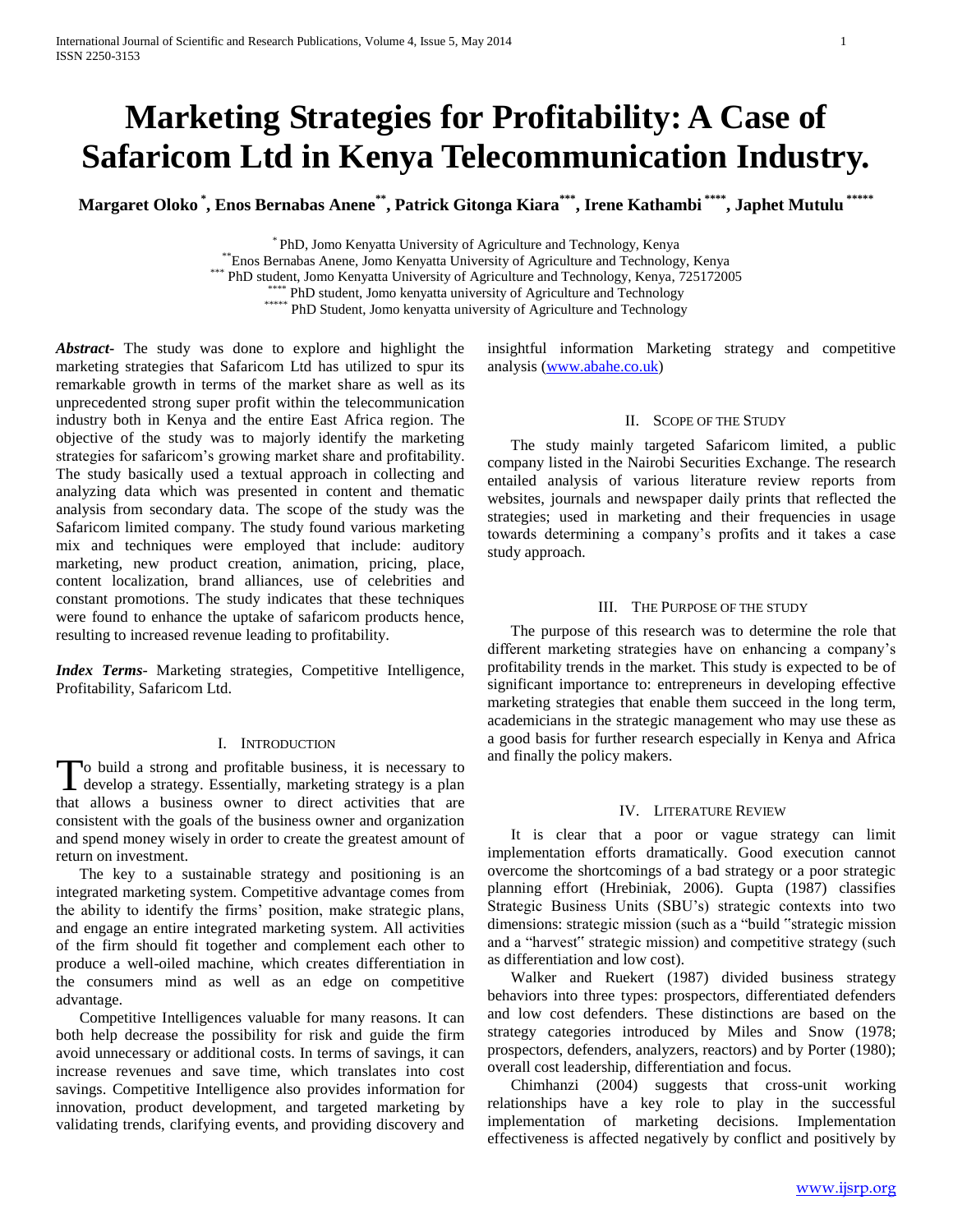# Marketing Strategies for Profitability: A Case of Safaricom Ltd in Kenya Telecommunication Industry.

**Margaret Oloko [*], Enos Bernabas Anene[**], Patrick Gitonga Kiara[***], Irene Kathambi [****], Japhet Mutulu [*****]**

[*] PhD, Jomo Kenyatta University of Agriculture and Technology, Kenya
[**] Enos Bernabas Anene, Jomo Kenyatta University of Agriculture and Technology, Kenya
[***] PhD student, Jomo Kenyatta University of Agriculture and Technology, Kenya, 725172005
[****] PhD student, Jomo kenyatta university of Agriculture and Technology
[*****] PhD Student, Jomo kenyatta university of Agriculture and Technology

***Abstract***- The study was done to explore and highlight the marketing strategies that Safaricom Ltd has utilized to spur its remarkable growth in terms of the market share as well as its unprecedented strong super profit within the telecommunication industry both in Kenya and the entire East Africa region. The objective of the study was to majorly identify the marketing strategies for safaricom's growing market share and profitability. The study basically used a textual approach in collecting and analyzing data which was presented in content and thematic analysis from secondary data. The scope of the study was the Safaricom limited company. The study found various marketing mix and techniques were employed that include: auditory marketing, new product creation, animation, pricing, place, content localization, brand alliances, use of celebrities and constant promotions. The study indicates that these techniques were found to enhance the uptake of safaricom products hence, resulting to increased revenue leading to profitability.

***Index Terms***- Marketing strategies, Competitive Intelligence, Profitability, Safaricom Ltd.

## I. Introduction

To build a strong and profitable business, it is necessary to develop a strategy. Essentially, marketing strategy is a plan that allows a business owner to direct activities that are consistent with the goals of the business owner and organization and spend money wisely in order to create the greatest amount of return on investment.

The key to a sustainable strategy and positioning is an integrated marketing system. Competitive advantage comes from the ability to identify the firms' position, make strategic plans, and engage an entire integrated marketing system. All activities of the firm should fit together and complement each other to produce a well-oiled machine, which creates differentiation in the consumers mind as well as an edge on competitive advantage.

Competitive Intelligences valuable for many reasons. It can both help decrease the possibility for risk and guide the firm avoid unnecessary or additional costs. In terms of savings, it can increase revenues and save time, which translates into cost savings. Competitive Intelligence also provides information for innovation, product development, and targeted marketing by validating trends, clarifying events, and providing discovery and insightful information Marketing strategy and competitive analysis (www.abahe.co.uk)

## II. Scope of the Study

The study mainly targeted Safaricom limited, a public company listed in the Nairobi Securities Exchange. The research entailed analysis of various literature review reports from websites, journals and newspaper daily prints that reflected the strategies; used in marketing and their frequencies in usage towards determining a company's profits and it takes a case study approach.

## III. The Purpose of the study

The purpose of this research was to determine the role that different marketing strategies have on enhancing a company's profitability trends in the market. This study is expected to be of significant importance to: entrepreneurs in developing effective marketing strategies that enable them succeed in the long term, academicians in the strategic management who may use these as a good basis for further research especially in Kenya and Africa and finally the policy makers.

## IV. Literature Review

It is clear that a poor or vague strategy can limit implementation efforts dramatically. Good execution cannot overcome the shortcomings of a bad strategy or a poor strategic planning effort (Hrebiniak, 2006). Gupta (1987) classifies Strategic Business Units (SBU's) strategic contexts into two dimensions: strategic mission (such as a "build "strategic mission and a "harvest" strategic mission) and competitive strategy (such as differentiation and low cost).

Walker and Ruekert (1987) divided business strategy behaviors into three types: prospectors, differentiated defenders and low cost defenders. These distinctions are based on the strategy categories introduced by Miles and Snow (1978; prospectors, defenders, analyzers, reactors) and by Porter (1980); overall cost leadership, differentiation and focus.

Chimhanzi (2004) suggests that cross-unit working relationships have a key role to play in the successful implementation of marketing decisions. Implementation effectiveness is affected negatively by conflict and positively by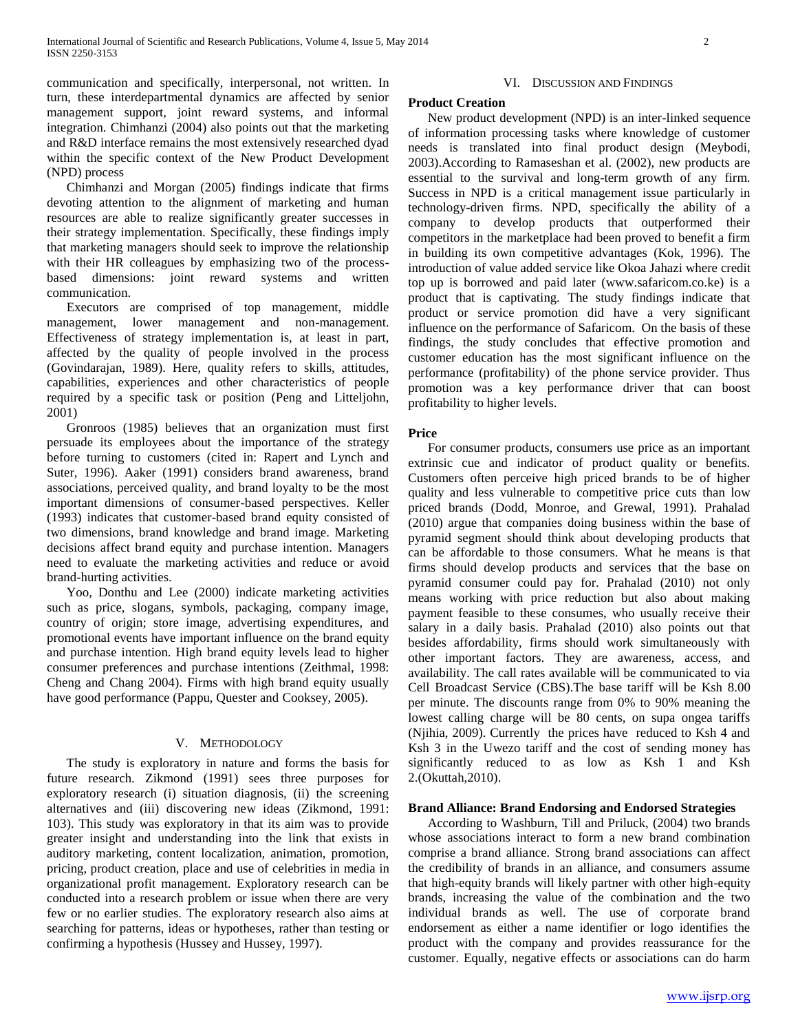communication and specifically, interpersonal, not written. In turn, these interdepartmental dynamics are affected by senior management support, joint reward systems, and informal integration. Chimhanzi (2004) also points out that the marketing and R&D interface remains the most extensively researched dyad within the specific context of the New Product Development (NPD) process

Chimhanzi and Morgan (2005) findings indicate that firms devoting attention to the alignment of marketing and human resources are able to realize significantly greater successes in their strategy implementation. Specifically, these findings imply that marketing managers should seek to improve the relationship with their HR colleagues by emphasizing two of the process-based dimensions: joint reward systems and written communication.

Executors are comprised of top management, middle management, lower management and non-management. Effectiveness of strategy implementation is, at least in part, affected by the quality of people involved in the process (Govindarajan, 1989). Here, quality refers to skills, attitudes, capabilities, experiences and other characteristics of people required by a specific task or position (Peng and Litteljohn, 2001)

Gronroos (1985) believes that an organization must first persuade its employees about the importance of the strategy before turning to customers (cited in: Rapert and Lynch and Suter, 1996). Aaker (1991) considers brand awareness, brand associations, perceived quality, and brand loyalty to be the most important dimensions of consumer-based perspectives. Keller (1993) indicates that customer-based brand equity consisted of two dimensions, brand knowledge and brand image. Marketing decisions affect brand equity and purchase intention. Managers need to evaluate the marketing activities and reduce or avoid brand-hurting activities.

Yoo, Donthu and Lee (2000) indicate marketing activities such as price, slogans, symbols, packaging, company image, country of origin; store image, advertising expenditures, and promotional events have important influence on the brand equity and purchase intention. High brand equity levels lead to higher consumer preferences and purchase intentions (Zeithmal, 1998: Cheng and Chang 2004). Firms with high brand equity usually have good performance (Pappu, Quester and Cooksey, 2005).

## V. Methodology

The study is exploratory in nature and forms the basis for future research. Zikmond (1991) sees three purposes for exploratory research (i) situation diagnosis, (ii) the screening alternatives and (iii) discovering new ideas (Zikmond, 1991: 103). This study was exploratory in that its aim was to provide greater insight and understanding into the link that exists in auditory marketing, content localization, animation, promotion, pricing, product creation, place and use of celebrities in media in organizational profit management. Exploratory research can be conducted into a research problem or issue when there are very few or no earlier studies. The exploratory research also aims at searching for patterns, ideas or hypotheses, rather than testing or confirming a hypothesis (Hussey and Hussey, 1997).

## VI. Discussion and Findings

### Product Creation

New product development (NPD) is an inter-linked sequence of information processing tasks where knowledge of customer needs is translated into final product design (Meybodi, 2003).According to Ramaseshan et al. (2002), new products are essential to the survival and long-term growth of any firm. Success in NPD is a critical management issue particularly in technology-driven firms. NPD, specifically the ability of a company to develop products that outperformed their competitors in the marketplace had been proved to benefit a firm in building its own competitive advantages (Kok, 1996). The introduction of value added service like Okoa Jahazi where credit top up is borrowed and paid later (www.safaricom.co.ke) is a product that is captivating. The study findings indicate that product or service promotion did have a very significant influence on the performance of Safaricom. On the basis of these findings, the study concludes that effective promotion and customer education has the most significant influence on the performance (profitability) of the phone service provider. Thus promotion was a key performance driver that can boost profitability to higher levels.

### Price

For consumer products, consumers use price as an important extrinsic cue and indicator of product quality or benefits. Customers often perceive high priced brands to be of higher quality and less vulnerable to competitive price cuts than low priced brands (Dodd, Monroe, and Grewal, 1991). Prahalad (2010) argue that companies doing business within the base of pyramid segment should think about developing products that can be affordable to those consumers. What he means is that firms should develop products and services that the base on pyramid consumer could pay for. Prahalad (2010) not only means working with price reduction but also about making payment feasible to these consumes, who usually receive their salary in a daily basis. Prahalad (2010) also points out that besides affordability, firms should work simultaneously with other important factors. They are awareness, access, and availability. The call rates available will be communicated to via Cell Broadcast Service (CBS).The base tariff will be Ksh 8.00 per minute. The discounts range from 0% to 90% meaning the lowest calling charge will be 80 cents, on supa ongea tariffs (Njihia, 2009). Currently the prices have reduced to Ksh 4 and Ksh 3 in the Uwezo tariff and the cost of sending money has significantly reduced to as low as Ksh 1 and Ksh 2.(Okuttah,2010).

### Brand Alliance: Brand Endorsing and Endorsed Strategies

According to Washburn, Till and Priluck, (2004) two brands whose associations interact to form a new brand combination comprise a brand alliance. Strong brand associations can affect the credibility of brands in an alliance, and consumers assume that high-equity brands will likely partner with other high-equity brands, increasing the value of the combination and the two individual brands as well. The use of corporate brand endorsement as either a name identifier or logo identifies the product with the company and provides reassurance for the customer. Equally, negative effects or associations can do harm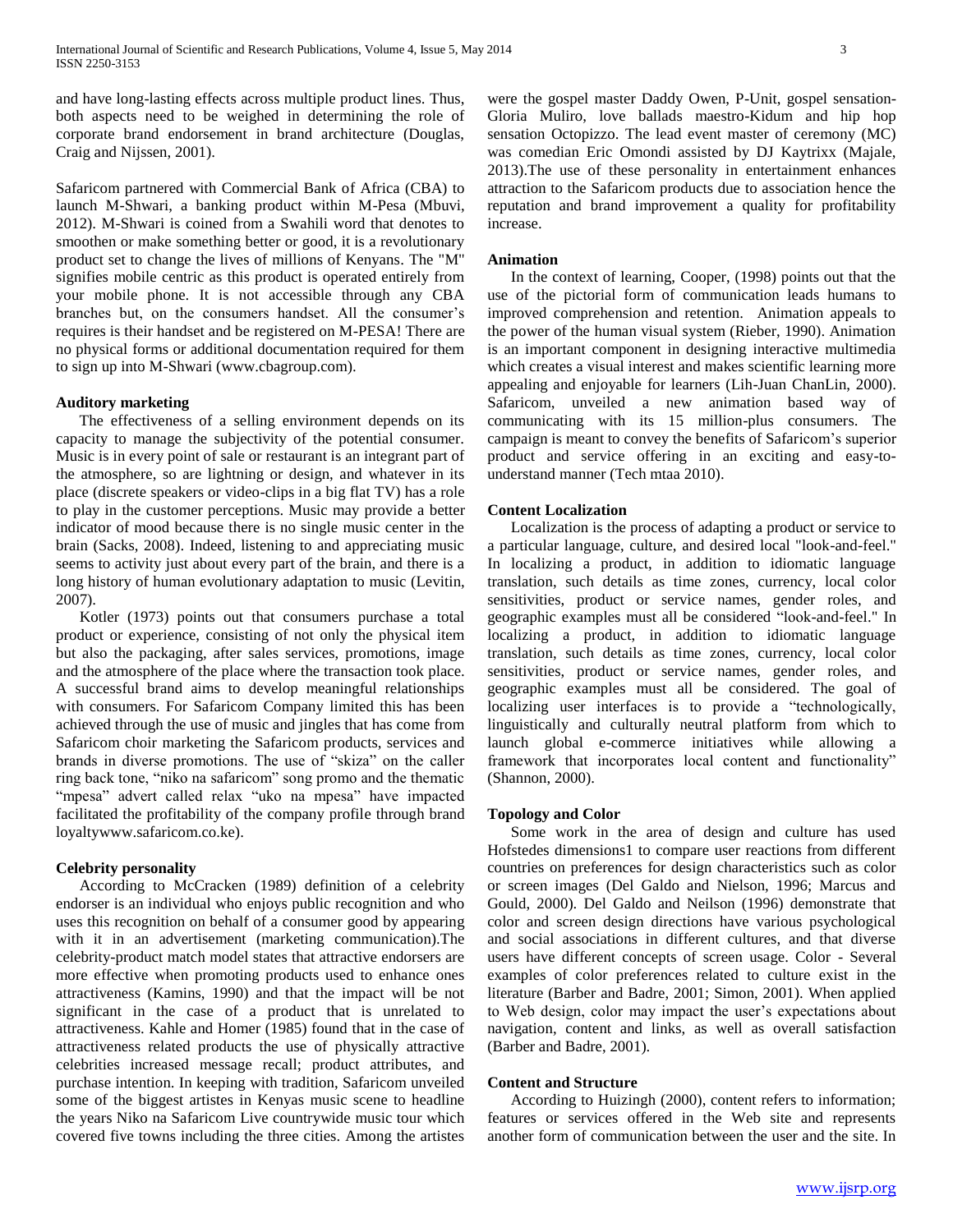and have long-lasting effects across multiple product lines. Thus, both aspects need to be weighed in determining the role of corporate brand endorsement in brand architecture (Douglas, Craig and Nijssen, 2001).

Safaricom partnered with Commercial Bank of Africa (CBA) to launch M-Shwari, a banking product within M-Pesa (Mbuvi, 2012). M-Shwari is coined from a Swahili word that denotes to smoothen or make something better or good, it is a revolutionary product set to change the lives of millions of Kenyans. The "M" signifies mobile centric as this product is operated entirely from your mobile phone. It is not accessible through any CBA branches but, on the consumers handset. All the consumer's requires is their handset and be registered on M-PESA! There are no physical forms or additional documentation required for them to sign up into M-Shwari (www.cbagroup.com).

### Auditory marketing

The effectiveness of a selling environment depends on its capacity to manage the subjectivity of the potential consumer. Music is in every point of sale or restaurant is an integrant part of the atmosphere, so are lightning or design, and whatever in its place (discrete speakers or video-clips in a big flat TV) has a role to play in the customer perceptions. Music may provide a better indicator of mood because there is no single music center in the brain (Sacks, 2008). Indeed, listening to and appreciating music seems to activity just about every part of the brain, and there is a long history of human evolutionary adaptation to music (Levitin, 2007).

Kotler (1973) points out that consumers purchase a total product or experience, consisting of not only the physical item but also the packaging, after sales services, promotions, image and the atmosphere of the place where the transaction took place. A successful brand aims to develop meaningful relationships with consumers. For Safaricom Company limited this has been achieved through the use of music and jingles that has come from Safaricom choir marketing the Safaricom products, services and brands in diverse promotions. The use of "skiza" on the caller ring back tone, "niko na safaricom" song promo and the thematic "mpesa" advert called relax "uko na mpesa" have impacted facilitated the profitability of the company profile through brand loyaltywww.safaricom.co.ke).

### Celebrity personality

According to McCracken (1989) definition of a celebrity endorser is an individual who enjoys public recognition and who uses this recognition on behalf of a consumer good by appearing with it in an advertisement (marketing communication).The celebrity-product match model states that attractive endorsers are more effective when promoting products used to enhance ones attractiveness (Kamins, 1990) and that the impact will be not significant in the case of a product that is unrelated to attractiveness. Kahle and Homer (1985) found that in the case of attractiveness related products the use of physically attractive celebrities increased message recall; product attributes, and purchase intention. In keeping with tradition, Safaricom unveiled some of the biggest artistes in Kenyas music scene to headline the years Niko na Safaricom Live countrywide music tour which covered five towns including the three cities. Among the artistes were the gospel master Daddy Owen, P-Unit, gospel sensation-Gloria Muliro, love ballads maestro-Kidum and hip hop sensation Octopizzo. The lead event master of ceremony (MC) was comedian Eric Omondi assisted by DJ Kaytrixx (Majale, 2013).The use of these personality in entertainment enhances attraction to the Safaricom products due to association hence the reputation and brand improvement a quality for profitability increase.

### Animation

In the context of learning, Cooper, (1998) points out that the use of the pictorial form of communication leads humans to improved comprehension and retention. Animation appeals to the power of the human visual system (Rieber, 1990). Animation is an important component in designing interactive multimedia which creates a visual interest and makes scientific learning more appealing and enjoyable for learners (Lih-Juan ChanLin, 2000). Safaricom, unveiled a new animation based way of communicating with its 15 million-plus consumers. The campaign is meant to convey the benefits of Safaricom's superior product and service offering in an exciting and easy-to-understand manner (Tech mtaa 2010).

### Content Localization

Localization is the process of adapting a product or service to a particular language, culture, and desired local "look-and-feel." In localizing a product, in addition to idiomatic language translation, such details as time zones, currency, local color sensitivities, product or service names, gender roles, and geographic examples must all be considered "look-and-feel." In localizing a product, in addition to idiomatic language translation, such details as time zones, currency, local color sensitivities, product or service names, gender roles, and geographic examples must all be considered. The goal of localizing user interfaces is to provide a "technologically, linguistically and culturally neutral platform from which to launch global e-commerce initiatives while allowing a framework that incorporates local content and functionality" (Shannon, 2000).

### Topology and Color

Some work in the area of design and culture has used Hofstedes dimensions1 to compare user reactions from different countries on preferences for design characteristics such as color or screen images (Del Galdo and Nielson, 1996; Marcus and Gould, 2000). Del Galdo and Neilson (1996) demonstrate that color and screen design directions have various psychological and social associations in different cultures, and that diverse users have different concepts of screen usage. Color - Several examples of color preferences related to culture exist in the literature (Barber and Badre, 2001; Simon, 2001). When applied to Web design, color may impact the user's expectations about navigation, content and links, as well as overall satisfaction (Barber and Badre, 2001).

### Content and Structure

According to Huizingh (2000), content refers to information; features or services offered in the Web site and represents another form of communication between the user and the site. In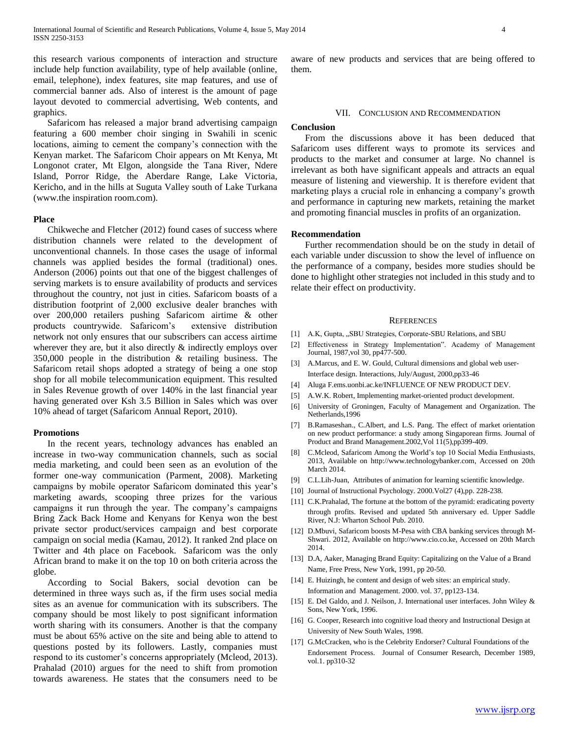this research various components of interaction and structure include help function availability, type of help available (online, email, telephone), index features, site map features, and use of commercial banner ads. Also of interest is the amount of page layout devoted to commercial advertising, Web contents, and graphics.

Safaricom has released a major brand advertising campaign featuring a 600 member choir singing in Swahili in scenic locations, aiming to cement the company's connection with the Kenyan market. The Safaricom Choir appears on Mt Kenya, Mt Longonot crater, Mt Elgon, alongside the Tana River, Ndere Island, Porror Ridge, the Aberdare Range, Lake Victoria, Kericho, and in the hills at Suguta Valley south of Lake Turkana (www.the inspiration room.com).

### Place

Chikweche and Fletcher (2012) found cases of success where distribution channels were related to the development of unconventional channels. In those cases the usage of informal channels was applied besides the formal (traditional) ones. Anderson (2006) points out that one of the biggest challenges of serving markets is to ensure availability of products and services throughout the country, not just in cities. Safaricom boasts of a distribution footprint of 2,000 exclusive dealer branches with over 200,000 retailers pushing Safaricom airtime & other products countrywide. Safaricom's extensive distribution network not only ensures that our subscribers can access airtime wherever they are, but it also directly & indirectly employs over 350,000 people in the distribution & retailing business. The Safaricom retail shops adopted a strategy of being a one stop shop for all mobile telecommunication equipment. This resulted in Sales Revenue growth of over 140% in the last financial year having generated over Ksh 3.5 Billion in Sales which was over 10% ahead of target (Safaricom Annual Report, 2010).

### Promotions

In the recent years, technology advances has enabled an increase in two-way communication channels, such as social media marketing, and could been seen as an evolution of the former one-way communication (Parment, 2008). Marketing campaigns by mobile operator Safaricom dominated this year's marketing awards, scooping three prizes for the various campaigns it run through the year. The company's campaigns Bring Zack Back Home and Kenyans for Kenya won the best private sector product/services campaign and best corporate campaign on social media (Kamau, 2012). It ranked 2nd place on Twitter and 4th place on Facebook. Safaricom was the only African brand to make it on the top 10 on both criteria across the globe.

According to Social Bakers, social devotion can be determined in three ways such as, if the firm uses social media sites as an avenue for communication with its subscribers. The company should be most likely to post significant information worth sharing with its consumers. Another is that the company must be about 65% active on the site and being able to attend to questions posted by its followers. Lastly, companies must respond to its customer's concerns appropriately (Mcleod, 2013). Prahalad (2010) argues for the need to shift from promotion towards awareness. He states that the consumers need to be aware of new products and services that are being offered to them.

## VII. Conclusion and Recommendation

### Conclusion

From the discussions above it has been deduced that Safaricom uses different ways to promote its services and products to the market and consumer at large. No channel is irrelevant as both have significant appeals and attracts an equal measure of listening and viewership. It is therefore evident that marketing plays a crucial role in enhancing a company's growth and performance in capturing new markets, retaining the market and promoting financial muscles in profits of an organization.

### Recommendation

Further recommendation should be on the study in detail of each variable under discussion to show the level of influence on the performance of a company, besides more studies should be done to highlight other strategies not included in this study and to relate their effect on productivity.

## References

[1] A.K, Gupta, „SBU Strategies, Corporate-SBU Relations, and SBU

[2] Effectiveness in Strategy Implementation". Academy of Management Journal, 1987,vol 30, pp477-500.

[3] A.Marcus, and E. W. Gould, Cultural dimensions and global web user-Interface design. Interactions, July/August, 2000,pp33-46

[4] Aluga F.ems.uonbi.ac.ke/INFLUENCE OF NEW PRODUCT DEV.

[5] A.W.K. Robert, Implementing market-oriented product development.

[6] University of Groningen, Faculty of Management and Organization. The Netherlands,1996

[7] B.Ramaseshan., C.Albert, and L.S. Pang. The effect of market orientation on new product performance: a study among Singaporean firms. Journal of Product and Brand Management.2002,Vol 11(5),pp399-409.

[8] C.Mcleod, Safaricom Among the World's top 10 Social Media Enthusiasts, 2013, Available on http://www.technologybanker.com, Accessed on 20th March 2014.

[9] C.L.Lih-Juan, Attributes of animation for learning scientific knowledge.

[10] Journal of Instructional Psychology. 2000.Vol27 (4),pp. 228-238.

[11] C.K.Prahalad, The fortune at the bottom of the pyramid: eradicating poverty through profits. Revised and updated 5th anniversary ed. Upper Saddle River, N.J: Wharton School Pub. 2010.

[12] D.Mbuvi, Safaricom boosts M-Pesa with CBA banking services through M-Shwari. 2012, Available on http://www.cio.co.ke, Accessed on 20th March 2014.

[13] D.A, Aaker, Managing Brand Equity: Capitalizing on the Value of a Brand Name, Free Press, New York, 1991, pp 20-50.

[14] E. Huizingh, he content and design of web sites: an empirical study. Information and Management. 2000. vol. 37, pp123-134.

[15] E. Del Galdo, and J. Neilson, J. International user interfaces. John Wiley & Sons, New York, 1996.

[16] G. Cooper, Research into cognitive load theory and Instructional Design at University of New South Wales, 1998.

[17] G.McCracken, who is the Celebrity Endorser? Cultural Foundations of the Endorsement Process. Journal of Consumer Research, December 1989, vol.1. pp310-32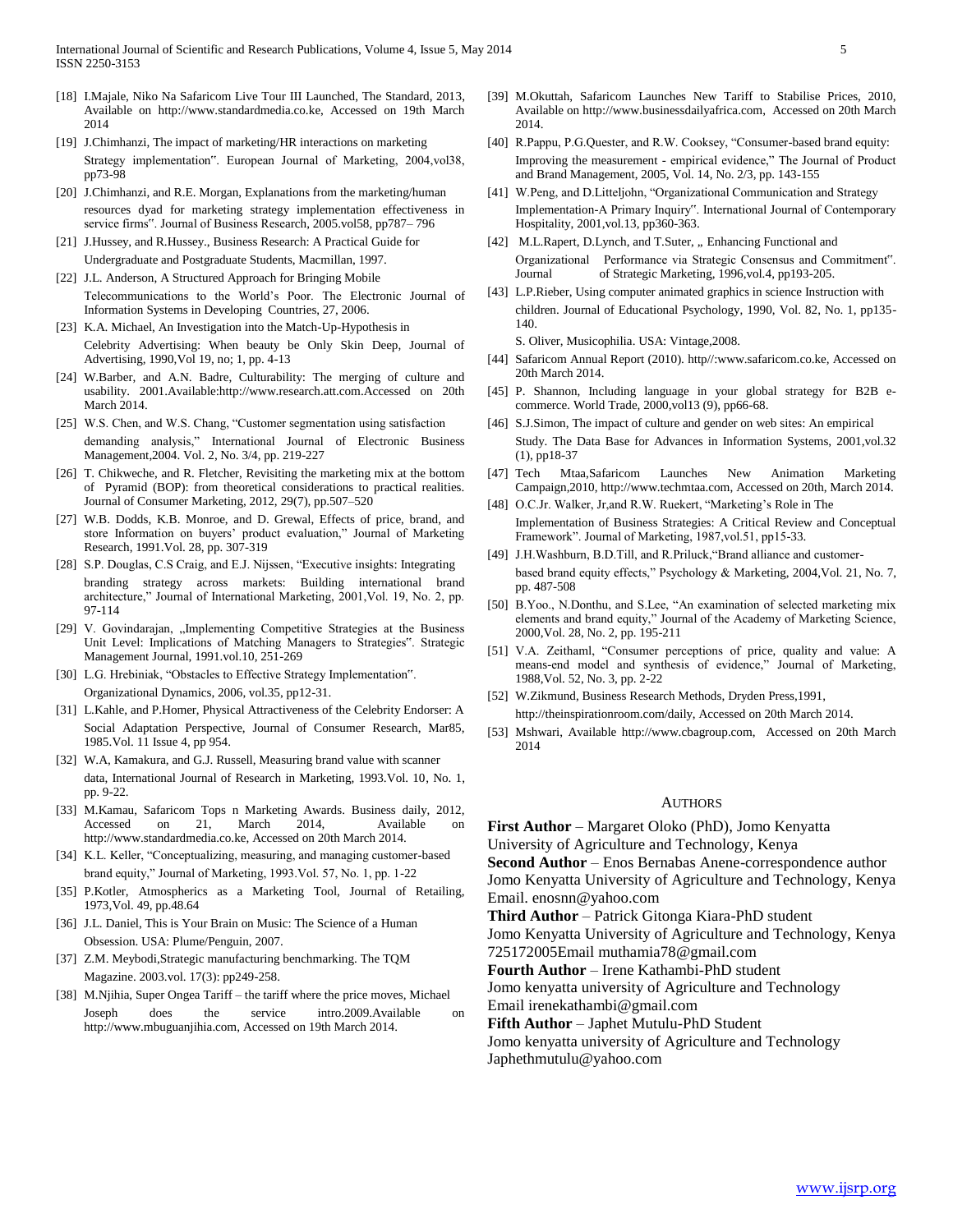[18] I.Majale, Niko Na Safaricom Live Tour III Launched, The Standard, 2013, Available on http://www.standardmedia.co.ke, Accessed on 19th March 2014

[19] J.Chimhanzi, The impact of marketing/HR interactions on marketing Strategy implementation". European Journal of Marketing, 2004,vol38, pp73-98

[20] J.Chimhanzi, and R.E. Morgan, Explanations from the marketing/human resources dyad for marketing strategy implementation effectiveness in service firms". Journal of Business Research, 2005.vol58, pp787– 796

[21] J.Hussey, and R.Hussey., Business Research: A Practical Guide for Undergraduate and Postgraduate Students, Macmillan, 1997.

[22] J.L. Anderson, A Structured Approach for Bringing Mobile Telecommunications to the World's Poor. The Electronic Journal of Information Systems in Developing Countries, 27, 2006.

[23] K.A. Michael, An Investigation into the Match-Up-Hypothesis in Celebrity Advertising: When beauty be Only Skin Deep, Journal of Advertising, 1990,Vol 19, no; 1, pp. 4-13

[24] W.Barber, and A.N. Badre, Culturability: The merging of culture and usability. 2001.Available:http://www.research.att.com.Accessed on 20th March 2014.

[25] W.S. Chen, and W.S. Chang, "Customer segmentation using satisfaction demanding analysis," International Journal of Electronic Business Management,2004. Vol. 2, No. 3/4, pp. 219-227

[26] T. Chikweche, and R. Fletcher, Revisiting the marketing mix at the bottom of Pyramid (BOP): from theoretical considerations to practical realities. Journal of Consumer Marketing, 2012, 29(7), pp.507–520

[27] W.B. Dodds, K.B. Monroe, and D. Grewal, Effects of price, brand, and store Information on buyers' product evaluation," Journal of Marketing Research, 1991.Vol. 28, pp. 307-319

[28] S.P. Douglas, C.S Craig, and E.J. Nijssen, "Executive insights: Integrating branding strategy across markets: Building international brand architecture," Journal of International Marketing, 2001,Vol. 19, No. 2, pp. 97-114

[29] V. Govindarajan, „Implementing Competitive Strategies at the Business Unit Level: Implications of Matching Managers to Strategies". Strategic Management Journal, 1991.vol.10, 251-269

[30] L.G. Hrebiniak, "Obstacles to Effective Strategy Implementation". Organizational Dynamics, 2006, vol.35, pp12-31.

[31] L.Kahle, and P.Homer, Physical Attractiveness of the Celebrity Endorser: A Social Adaptation Perspective, Journal of Consumer Research, Mar85, 1985.Vol. 11 Issue 4, pp 954.

[32] W.A, Kamakura, and G.J. Russell, Measuring brand value with scanner data, International Journal of Research in Marketing, 1993.Vol. 10, No. 1, pp. 9-22.

[33] M.Kamau, Safaricom Tops n Marketing Awards. Business daily, 2012, Accessed on 21, March 2014, Available on http://www.standardmedia.co.ke, Accessed on 20th March 2014.

[34] K.L. Keller, "Conceptualizing, measuring, and managing customer-based brand equity," Journal of Marketing, 1993.Vol. 57, No. 1, pp. 1-22

[35] P.Kotler, Atmospherics as a Marketing Tool, Journal of Retailing, 1973,Vol. 49, pp.48.64

[36] J.L. Daniel, This is Your Brain on Music: The Science of a Human Obsession. USA: Plume/Penguin, 2007.

[37] Z.M. Meybodi,Strategic manufacturing benchmarking. The TQM Magazine. 2003.vol. 17(3): pp249-258.

[38] M.Njihia, Super Ongea Tariff – the tariff where the price moves, Michael Joseph does the service intro.2009.Available on http://www.mbuguanjihia.com, Accessed on 19th March 2014.

[39] M.Okuttah, Safaricom Launches New Tariff to Stabilise Prices, 2010, Available on http://www.businessdailyafrica.com, Accessed on 20th March 2014.

[40] R.Pappu, P.G.Quester, and R.W. Cooksey, "Consumer-based brand equity: Improving the measurement - empirical evidence," The Journal of Product and Brand Management, 2005, Vol. 14, No. 2/3, pp. 143-155

[41] W.Peng, and D.Litteljohn, "Organizational Communication and Strategy Implementation-A Primary Inquiry". International Journal of Contemporary Hospitality, 2001,vol.13, pp360-363.

[42] M.L.Rapert, D.Lynch, and T.Suter, „ Enhancing Functional and Organizational Performance via Strategic Consensus and Commitment". Journal of Strategic Marketing, 1996,vol.4, pp193-205.

[43] L.P.Rieber, Using computer animated graphics in science Instruction with children. Journal of Educational Psychology, 1990, Vol. 82, No. 1, pp135-140.

S. Oliver, Musicophilia. USA: Vintage,2008.

[44] Safaricom Annual Report (2010). http//:www.safaricom.co.ke, Accessed on 20th March 2014.

[45] P. Shannon, Including language in your global strategy for B2B e-commerce. World Trade, 2000,vol13 (9), pp66-68.

[46] S.J.Simon, The impact of culture and gender on web sites: An empirical Study. The Data Base for Advances in Information Systems, 2001,vol.32 (1), pp18-37

[47] Tech Mtaa,Safaricom Launches New Animation Marketing Campaign,2010, http://www.techmtaa.com, Accessed on 20th, March 2014.

[48] O.C.Jr. Walker, Jr,and R.W. Ruekert, "Marketing's Role in The Implementation of Business Strategies: A Critical Review and Conceptual Framework". Journal of Marketing, 1987,vol.51, pp15-33.

[49] J.H.Washburn, B.D.Till, and R.Priluck,"Brand alliance and customer-based brand equity effects," Psychology & Marketing, 2004,Vol. 21, No. 7, pp. 487-508

[50] B.Yoo., N.Donthu, and S.Lee, "An examination of selected marketing mix elements and brand equity," Journal of the Academy of Marketing Science, 2000,Vol. 28, No. 2, pp. 195-211

[51] V.A. Zeithaml, "Consumer perceptions of price, quality and value: A means-end model and synthesis of evidence," Journal of Marketing, 1988,Vol. 52, No. 3, pp. 2-22

[52] W.Zikmund, Business Research Methods, Dryden Press,1991, http://theinspirationroom.com/daily, Accessed on 20th March 2014.

[53] Mshwari, Available http://www.cbagroup.com, Accessed on 20th March 2014

## AUTHORS

**First Author** – Margaret Oloko (PhD), Jomo Kenyatta University of Agriculture and Technology, Kenya

**Second Author** – Enos Bernabas Anene-correspondence author Jomo Kenyatta University of Agriculture and Technology, Kenya Email. enosnn@yahoo.com

**Third Author** – Patrick Gitonga Kiara-PhD student Jomo Kenyatta University of Agriculture and Technology, Kenya 725172005Email muthamia78@gmail.com

**Fourth Author** – Irene Kathambi-PhD student Jomo kenyatta university of Agriculture and Technology Email irenekathambi@gmail.com

**Fifth Author** – Japhet Mutulu-PhD Student Jomo kenyatta university of Agriculture and Technology Japhethmutulu@yahoo.com